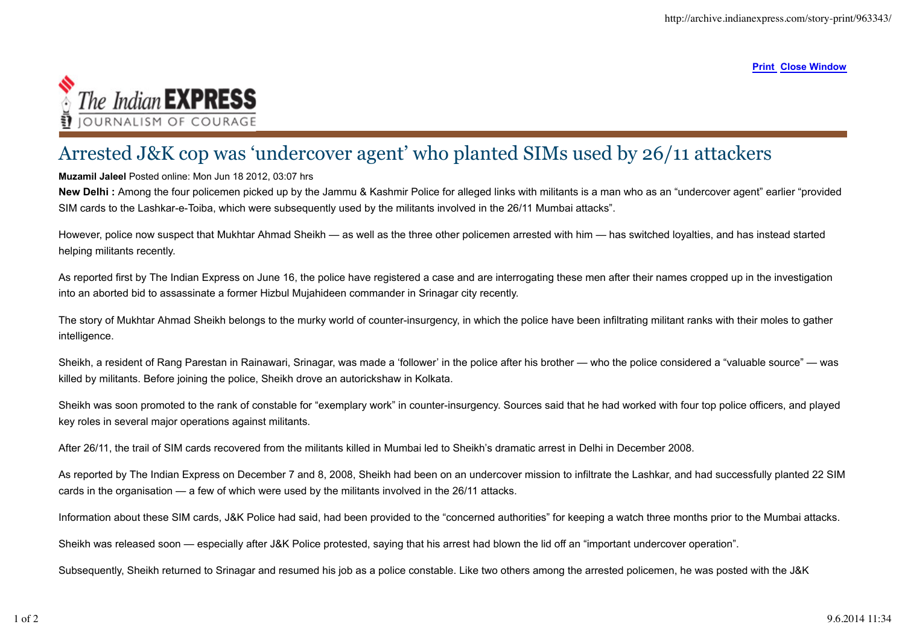# Arrested J&K cop was 'undercover agent' who planted SIMs used by 26/11 attackers

**Muzamil Jaleel** Posted online: Mon Jun 18 2012, 03:07 hrs

**New Delhi :** Among the four policemen picked up by the Jammu & Kashmir Police for alleged links with militants is a man who as an "undercover agent" earlier "provided SIM cards to the Lashkar-e-Toiba, which were subsequently used by the militants involved in the 26/11 Mumbai attacks".

However, police now suspect that Mukhtar Ahmad Sheikh — as well as the three other policemen arrested with him — has switched loyalties, and has instead started helping militants recently.

As reported first by The Indian Express on June 16, the police have registered a case and are interrogating these men after their names cropped up in the investigation into an aborted bid to assassinate a former Hizbul Mujahideen commander in Srinagar city recently.

The story of Mukhtar Ahmad Sheikh belongs to the murky world of counter-insurgency, in which the police have been infiltrating militant ranks with their moles to gather intelligence.

Sheikh, a resident of Rang Parestan in Rainawari, Srinagar, was made a 'follower' in the police after his brother — who the police considered a "valuable source" — was killed by militants. Before joining the police, Sheikh drove an autorickshaw in Kolkata.

Sheikh was soon promoted to the rank of constable for "exemplary work" in counter-insurgency. Sources said that he had worked with four top police officers, and played key roles in several major operations against militants.

After 26/11, the trail of SIM cards recovered from the militants killed in Mumbai led to Sheikh's dramatic arrest in Delhi in December 2008.

As reported by The Indian Express on December 7 and 8, 2008, Sheikh had been on an undercover mission to infiltrate the Lashkar, and had successfully planted 22 SIM cards in the organisation — a few of which were used by the militants involved in the 26/11 attacks.

Information about these SIM cards, J&K Police had said, had been provided to the "concerned authorities" for keeping a watch three months prior to the Mumbai attacks.

Sheikh was released soon — especially after J&K Police protested, saying that his arrest had blown the lid off an "important undercover operation".

Subsequently, Sheikh returned to Srinagar and resumed his job as a police constable. Like two others among the arrested policemen, he was posted with the J&K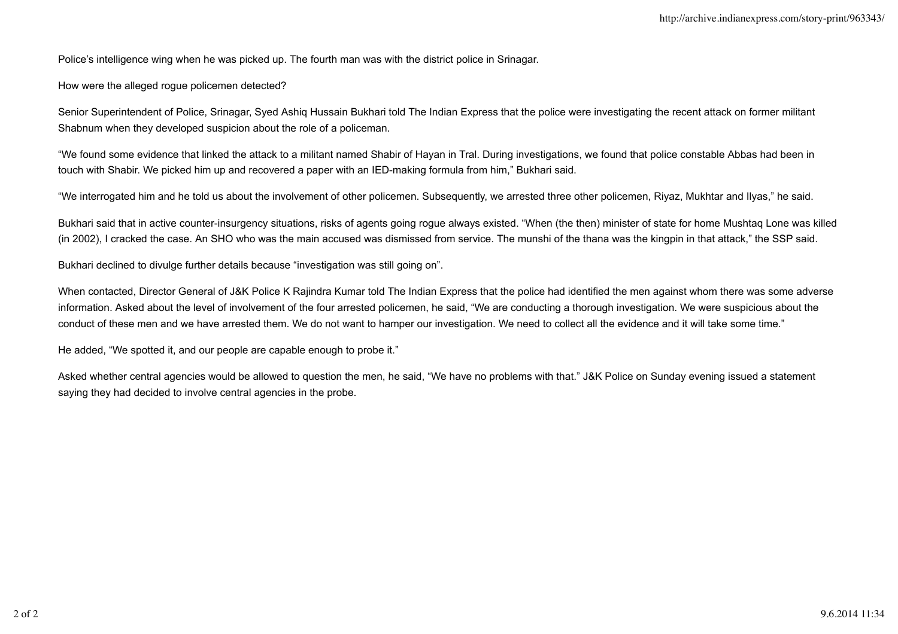Police's intelligence wing when he was picked up. The fourth man was with the district police in Srinagar.

How were the alleged rogue policemen detected?

Senior Superintendent of Police, Srinagar, Syed Ashiq Hussain Bukhari told The Indian Express that the police were investigating the recent attack on former militant Shabnum when they developed suspicion about the role of a policeman.

"We found some evidence that linked the attack to a militant named Shabir of Hayan in Tral. During investigations, we found that police constable Abbas had been in touch with Shabir. We picked him up and recovered a paper with an IED-making formula from him," Bukhari said.

"We interrogated him and he told us about the involvement of other policemen. Subsequently, we arrested three other policemen, Riyaz, Mukhtar and Ilyas," he said.

Bukhari said that in active counter-insurgency situations, risks of agents going rogue always existed. "When (the then) minister of state for home Mushtaq Lone was killed (in 2002), I cracked the case. An SHO who was the main accused was dismissed from service. The munshi of the thana was the kingpin in that attack," the SSP said.

Bukhari declined to divulge further details because "investigation was still going on".

When contacted, Director General of J&K Police K Rajindra Kumar told The Indian Express that the police had identified the men against whom there was some adverse information. Asked about the level of involvement of the four arrested policemen, he said, "We are conducting a thorough investigation. We were suspicious about the conduct of these men and we have arrested them. We do not want to hamper our investigation. We need to collect all the evidence and it will take some time."

He added, "We spotted it, and our people are capable enough to probe it."

Asked whether central agencies would be allowed to question the men, he said, "We have no problems with that." J&K Police on Sunday evening issued a statement saying they had decided to involve central agencies in the probe.